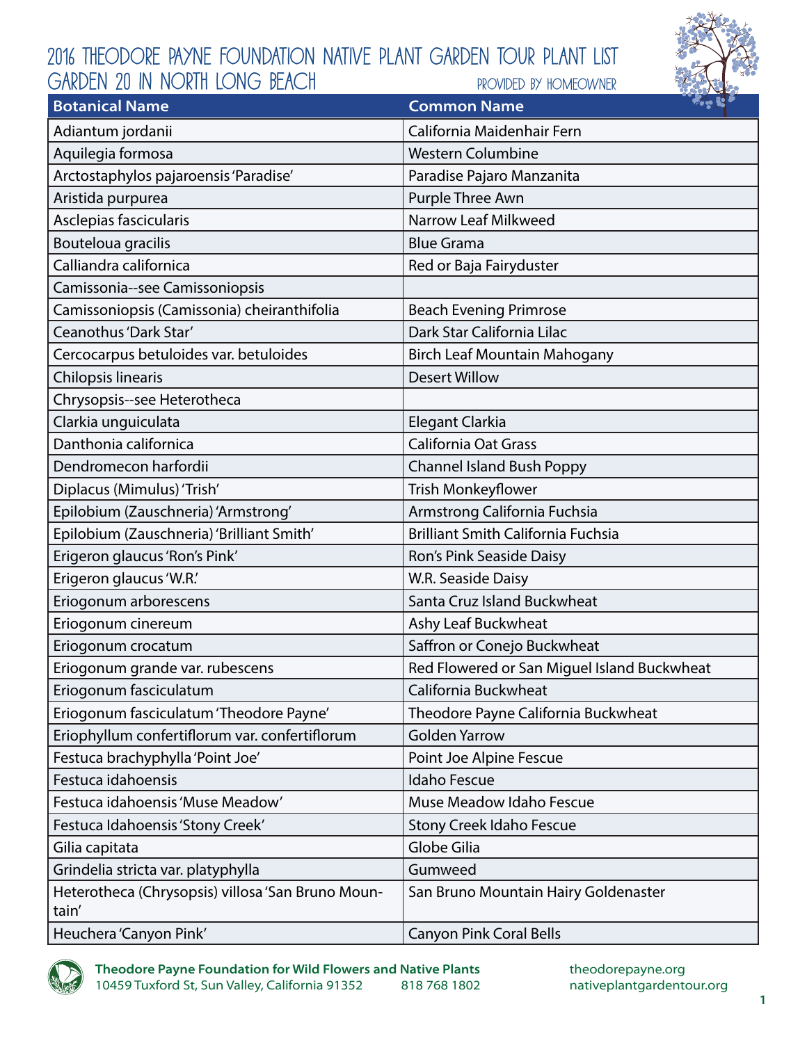# 2016 Theodore Payne Foundation Native Plant Garden Tour Plant List

## Garden 20 in North Long Beach

Provided by Homeowner

| Botanical Name | Common Name |
| --- | --- |
| Adiantum jordanii | California Maidenhair Fern |
| Aquilegia formosa | Western Columbine |
| Arctostaphylos pajaroensis 'Paradise' | Paradise Pajaro Manzanita |
| Aristida purpurea | Purple Three Awn |
| Asclepias fascicularis | Narrow Leaf Milkweed |
| Bouteloua gracilis | Blue Grama |
| Calliandra californica | Red or Baja Fairyduster |
| Camissonia--see Camissoniopsis | |
| Camissoniopsis (Camissonia) cheiranthifolia | Beach Evening Primrose |
| Ceanothus 'Dark Star' | Dark Star California Lilac |
| Cercocarpus betuloides var. betuloides | Birch Leaf Mountain Mahogany |
| Chilopsis linearis | Desert Willow |
| Chrysopsis--see Heterotheca | |
| Clarkia unguiculata | Elegant Clarkia |
| Danthonia californica | California Oat Grass |
| Dendromecon harfordii | Channel Island Bush Poppy |
| Diplacus (Mimulus) 'Trish' | Trish Monkeyflower |
| Epilobium (Zauschneria) 'Armstrong' | Armstrong California Fuchsia |
| Epilobium (Zauschneria) 'Brilliant Smith' | Brilliant Smith California Fuchsia |
| Erigeron glaucus 'Ron's Pink' | Ron's Pink Seaside Daisy |
| Erigeron glaucus 'W.R.' | W.R. Seaside Daisy |
| Eriogonum arborescens | Santa Cruz Island Buckwheat |
| Eriogonum cinereum | Ashy Leaf Buckwheat |
| Eriogonum crocatum | Saffron or Conejo Buckwheat |
| Eriogonum grande var. rubescens | Red Flowered or San Miguel Island Buckwheat |
| Eriogonum fasciculatum | California Buckwheat |
| Eriogonum fasciculatum 'Theodore Payne' | Theodore Payne California Buckwheat |
| Eriophyllum confertiflorum var. confertiflorum | Golden Yarrow |
| Festuca brachyphylla 'Point Joe' | Point Joe Alpine Fescue |
| Festuca idahoensis | Idaho Fescue |
| Festuca idahoensis 'Muse Meadow' | Muse Meadow Idaho Fescue |
| Festuca Idahoensis 'Stony Creek' | Stony Creek Idaho Fescue |
| Gilia capitata | Globe Gilia |
| Grindelia stricta var. platyphylla | Gumweed |
| Heterotheca (Chrysopsis) villosa 'San Bruno Mountain' | San Bruno Mountain Hairy Goldenaster |
| Heuchera 'Canyon Pink' | Canyon Pink Coral Bells |

**Theodore Payne Foundation for Wild Flowers and Native Plants**
10459 Tuxford St, Sun Valley, California 91352 818 768 1802
theodorepayne.org
nativeplantgardentour.org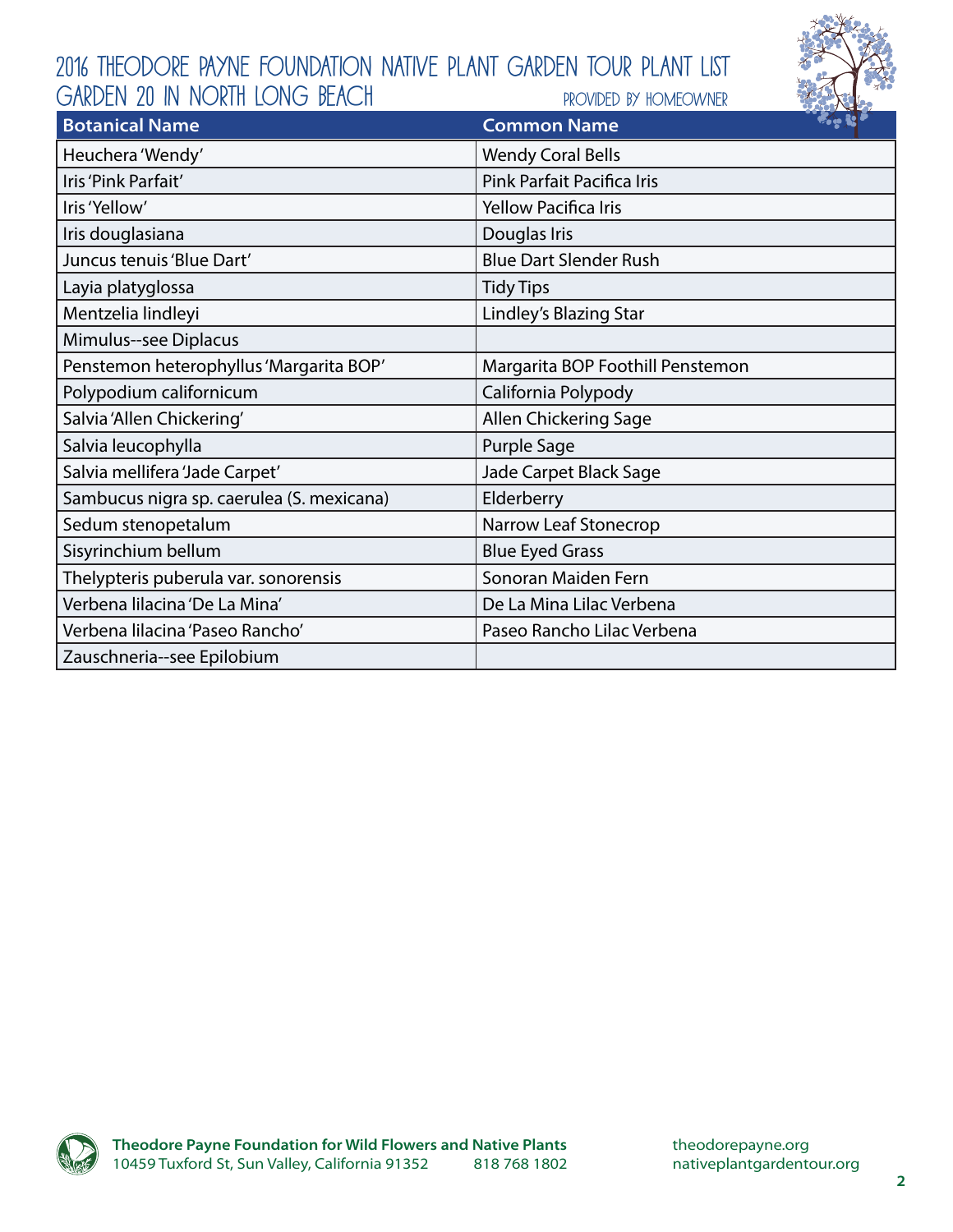# 2016 Theodore Payne Foundation Native Plant Garden Tour Plant List

## Garden 20 in North Long Beach

Provided by Homeowner

| Botanical Name | Common Name |
|---|---|
| Heuchera 'Wendy' | Wendy Coral Bells |
| Iris 'Pink Parfait' | Pink Parfait Pacifica Iris |
| Iris 'Yellow' | Yellow Pacifica Iris |
| Iris douglasiana | Douglas Iris |
| Juncus tenuis 'Blue Dart' | Blue Dart Slender Rush |
| Layia platyglossa | Tidy Tips |
| Mentzelia lindleyi | Lindley's Blazing Star |
| Mimulus--see Diplacus | |
| Penstemon heterophyllus 'Margarita BOP' | Margarita BOP Foothill Penstemon |
| Polypodium californicum | California Polypody |
| Salvia 'Allen Chickering' | Allen Chickering Sage |
| Salvia leucophylla | Purple Sage |
| Salvia mellifera 'Jade Carpet' | Jade Carpet Black Sage |
| Sambucus nigra sp. caerulea (S. mexicana) | Elderberry |
| Sedum stenopetalum | Narrow Leaf Stonecrop |
| Sisyrinchium bellum | Blue Eyed Grass |
| Thelypteris puberula var. sonorensis | Sonoran Maiden Fern |
| Verbena lilacina 'De La Mina' | De La Mina Lilac Verbena |
| Verbena lilacina 'Paseo Rancho' | Paseo Rancho Lilac Verbena |
| Zauschneria--see Epilobium | |

**Theodore Payne Foundation for Wild Flowers and Native Plants**
10459 Tuxford St, Sun Valley, California 91352 818 768 1802
theodorepayne.org
nativeplantgardentour.org